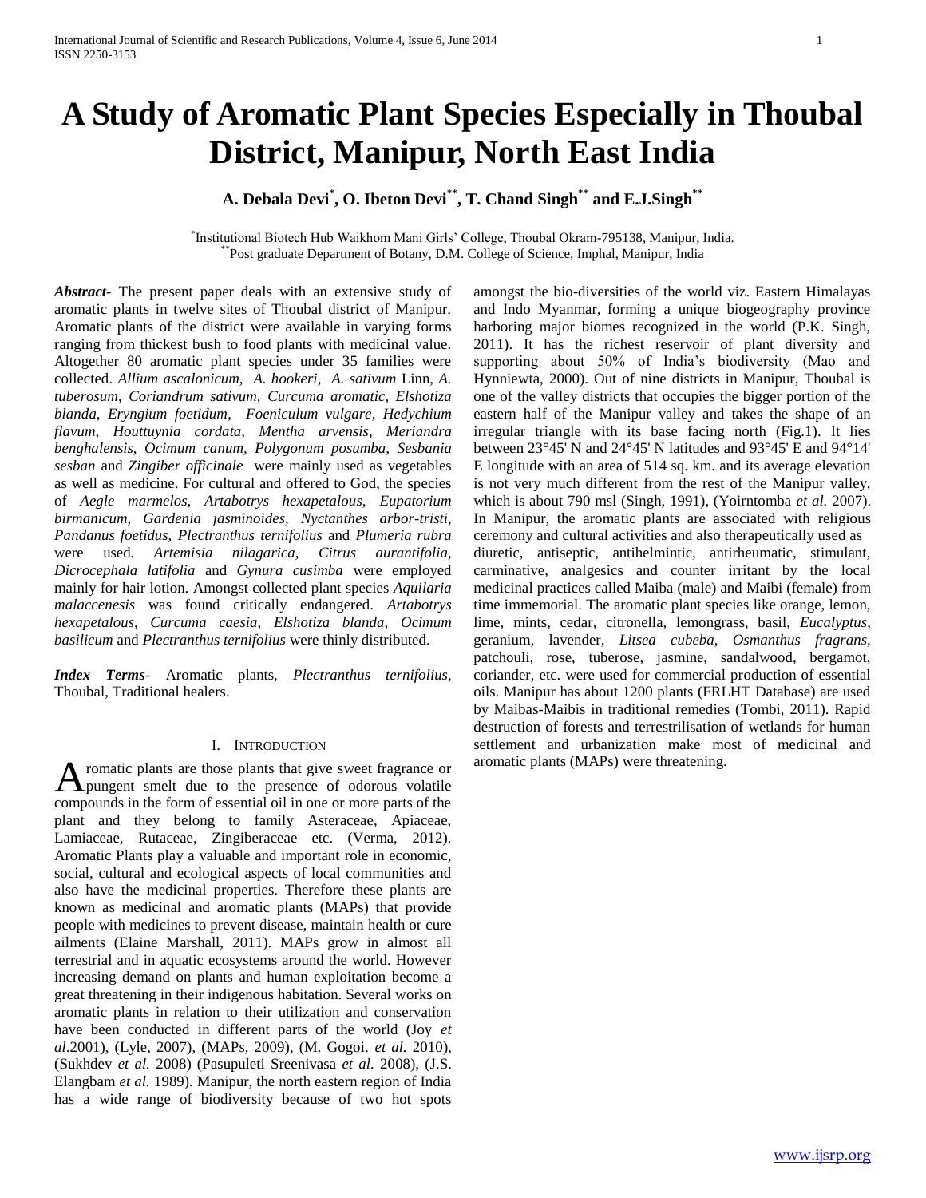# A Study of Aromatic Plant Species Especially in Thoubal District, Manipur, North East India

**A. Debala Devi[*], O. Ibeton Devi[**], T. Chand Singh[**] and E.J.Singh[**]**

[*]Institutional Biotech Hub Waikhom Mani Girls' College, Thoubal Okram-795138, Manipur, India.
[**]Post graduate Department of Botany, D.M. College of Science, Imphal, Manipur, India

***Abstract-*** The present paper deals with an extensive study of aromatic plants in twelve sites of Thoubal district of Manipur. Aromatic plants of the district were available in varying forms ranging from thickest bush to food plants with medicinal value. Altogether 80 aromatic plant species under 35 families were collected. *Allium ascalonicum, A. hookeri, A. sativum* Linn, *A. tuberosum, Coriandrum sativum, Curcuma aromatic, Elshotiza blanda, Eryngium foetidum, Foeniculum vulgare, Hedychium flavum, Houttuynia cordata, Mentha arvensis, Meriandra benghalensis, Ocimum canum, Polygonum posumba, Sesbania sesban* and *Zingiber officinale* were mainly used as vegetables as well as medicine. For cultural and offered to God, the species of *Aegle marmelos, Artabotrys hexapetalous, Eupatorium birmanicum, Gardenia jasminoides, Nyctanthes arbor-tristi, Pandanus foetidus, Plectranthus ternifolius* and *Plumeria rubra* were used. *Artemisia nilagarica, Citrus aurantifolia, Dicrocephala latifolia* and *Gynura cusimba* were employed mainly for hair lotion. Amongst collected plant species *Aquilaria malaccenesis* was found critically endangered. *Artabotrys hexapetalous, Curcuma caesia, Elshotiza blanda, Ocimum basilicum* and *Plectranthus ternifolius* were thinly distributed.

***Index Terms-*** Aromatic plants, *Plectranthus ternifolius*, Thoubal, Traditional healers.

## I. Introduction

Aromatic plants are those plants that give sweet fragrance or pungent smelt due to the presence of odorous volatile compounds in the form of essential oil in one or more parts of the plant and they belong to family Asteraceae, Apiaceae, Lamiaceae, Rutaceae, Zingiberaceae etc. (Verma, 2012). Aromatic Plants play a valuable and important role in economic, social, cultural and ecological aspects of local communities and also have the medicinal properties. Therefore these plants are known as medicinal and aromatic plants (MAPs) that provide people with medicines to prevent disease, maintain health or cure ailments (Elaine Marshall, 2011). MAPs grow in almost all terrestrial and in aquatic ecosystems around the world. However increasing demand on plants and human exploitation become a great threatening in their indigenous habitation. Several works on aromatic plants in relation to their utilization and conservation have been conducted in different parts of the world (Joy *et al*.2001), (Lyle, 2007), (MAPs, 2009), (M. Gogoi. *et al.* 2010), (Sukhdev *et al.* 2008) (Pasupuleti Sreenivasa *et al*. 2008), (J.S. Elangbam *et al.* 1989). Manipur, the north eastern region of India has a wide range of biodiversity because of two hot spots amongst the bio-diversities of the world viz. Eastern Himalayas and Indo Myanmar, forming a unique biogeography province harboring major biomes recognized in the world (P.K. Singh, 2011). It has the richest reservoir of plant diversity and supporting about 50% of India's biodiversity (Mao and Hynniewta, 2000). Out of nine districts in Manipur, Thoubal is one of the valley districts that occupies the bigger portion of the eastern half of the Manipur valley and takes the shape of an irregular triangle with its base facing north (Fig.1). It lies between 23°45' N and 24°45' N latitudes and 93°45' E and 94°14' E longitude with an area of 514 sq. km. and its average elevation is not very much different from the rest of the Manipur valley, which is about 790 msl (Singh, 1991), (Yoirntomba *et al.* 2007). In Manipur, the aromatic plants are associated with religious ceremony and cultural activities and also therapeutically used as diuretic, antiseptic, antihelmintic, antirheumatic, stimulant, carminative, analgesics and counter irritant by the local medicinal practices called Maiba (male) and Maibi (female) from time immemorial. The aromatic plant species like orange, lemon, lime, mints, cedar, citronella, lemongrass, basil, *Eucalyptus*, geranium, lavender, *Litsea cubeba, Osmanthus fragrans*, patchouli, rose, tuberose, jasmine, sandalwood, bergamot, coriander, etc. were used for commercial production of essential oils. Manipur has about 1200 plants (FRLHT Database) are used by Maibas-Maibis in traditional remedies (Tombi, 2011). Rapid destruction of forests and terrestrilisation of wetlands for human settlement and urbanization make most of medicinal and aromatic plants (MAPs) were threatening.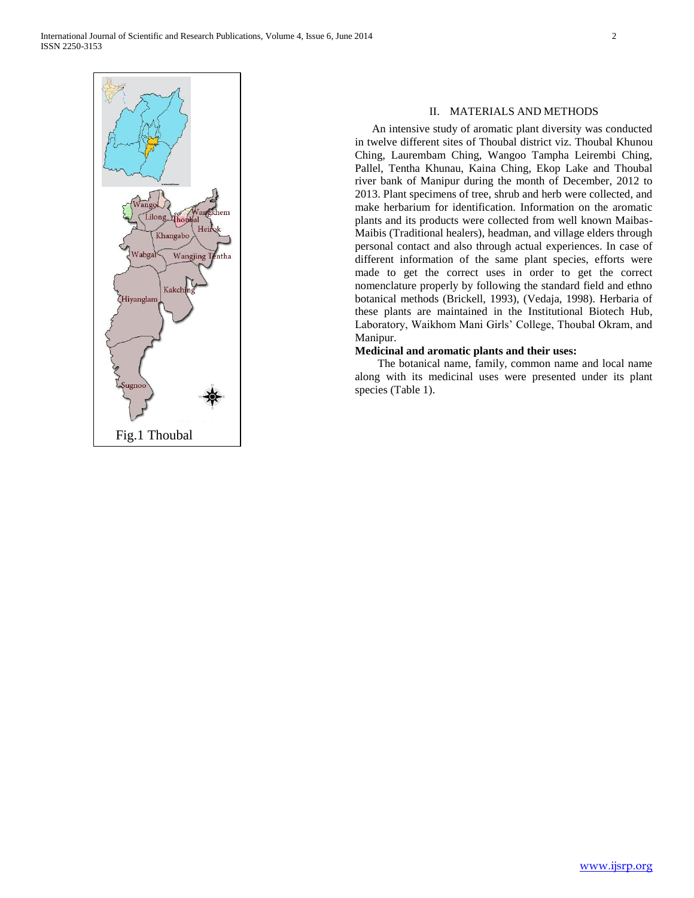Fig.1 Thoubal

## II. MATERIALS AND METHODS

An intensive study of aromatic plant diversity was conducted in twelve different sites of Thoubal district viz. Thoubal Khunou Ching, Laurembam Ching, Wangoo Tampha Leirembi Ching, Pallel, Tentha Khunau, Kaina Ching, Ekop Lake and Thoubal river bank of Manipur during the month of December, 2012 to 2013. Plant specimens of tree, shrub and herb were collected, and make herbarium for identification. Information on the aromatic plants and its products were collected from well known Maibas-Maibis (Traditional healers), headman, and village elders through personal contact and also through actual experiences. In case of different information of the same plant species, efforts were made to get the correct uses in order to get the correct nomenclature properly by following the standard field and ethno botanical methods (Brickell, 1993), (Vedaja, 1998). Herbaria of these plants are maintained in the Institutional Biotech Hub, Laboratory, Waikhom Mani Girls' College, Thoubal Okram, and Manipur.

**Medicinal and aromatic plants and their uses:**

The botanical name, family, common name and local name along with its medicinal uses were presented under its plant species (Table 1).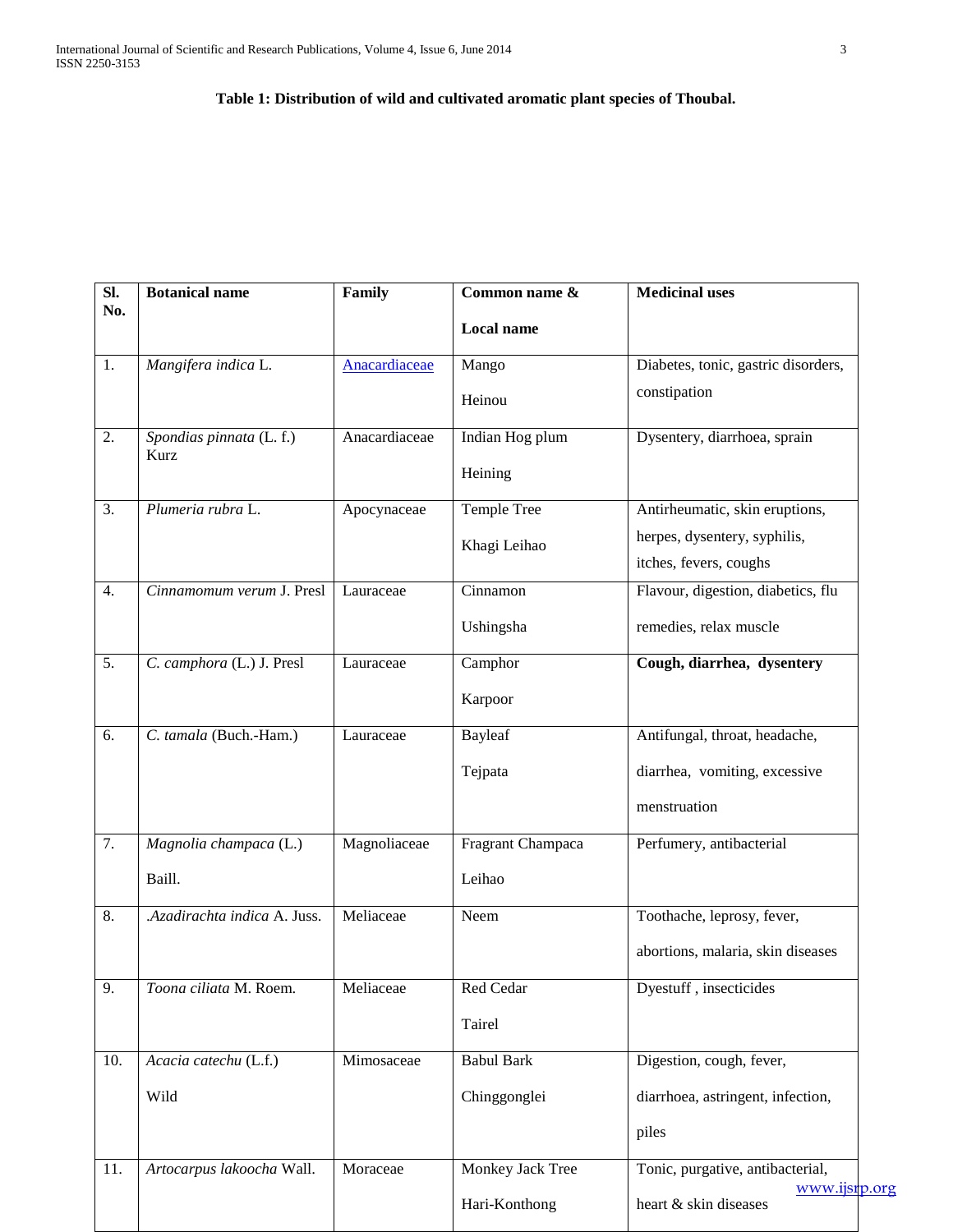**Table 1: Distribution of wild and cultivated aromatic plant species of Thoubal.**

| Sl. No. | Botanical name | Family | Common name & Local name | Medicinal uses |
|---|---|---|---|---|
| 1. | *Mangifera indica* L. | Anacardiaceae | Mango Heinou | Diabetes, tonic, gastric disorders, constipation |
| 2. | *Spondias pinnata* (L. f.) Kurz | Anacardiaceae | Indian Hog plum Heining | Dysentery, diarrhoea, sprain |
| 3. | *Plumeria rubra* L. | Apocynaceae | Temple Tree Khagi Leihao | Antirheumatic, skin eruptions, herpes, dysentery, syphilis, itches, fevers, coughs |
| 4. | *Cinnamomum verum* J. Presl | Lauraceae | Cinnamon Ushingsha | Flavour, digestion, diabetics, flu remedies, relax muscle |
| 5. | *C. camphora* (L.) J. Presl | Lauraceae | Camphor Karpoor | **Cough, diarrhea, dysentery** |
| 6. | *C. tamala* (Buch.-Ham.) | Lauraceae | Bayleaf Tejpata | Antifungal, throat, headache, diarrhea, vomiting, excessive menstruation |
| 7. | *Magnolia champaca* (L.) Baill. | Magnoliaceae | Fragrant Champaca Leihao | Perfumery, antibacterial |
| 8. | .*Azadirachta indica* A. Juss. | Meliaceae | Neem | Toothache, leprosy, fever, abortions, malaria, skin diseases |
| 9. | *Toona ciliata* M. Roem. | Meliaceae | Red Cedar Tairel | Dyestuff , insecticides |
| 10. | *Acacia catechu* (L.f.) Wild | Mimosaceae | Babul Bark Chinggonglei | Digestion, cough, fever, diarrhoea, astringent, infection, piles |
| 11. | *Artocarpus lakoocha* Wall. | Moraceae | Monkey Jack Tree Hari-Konthong | Tonic, purgative, antibacterial, heart & skin diseases |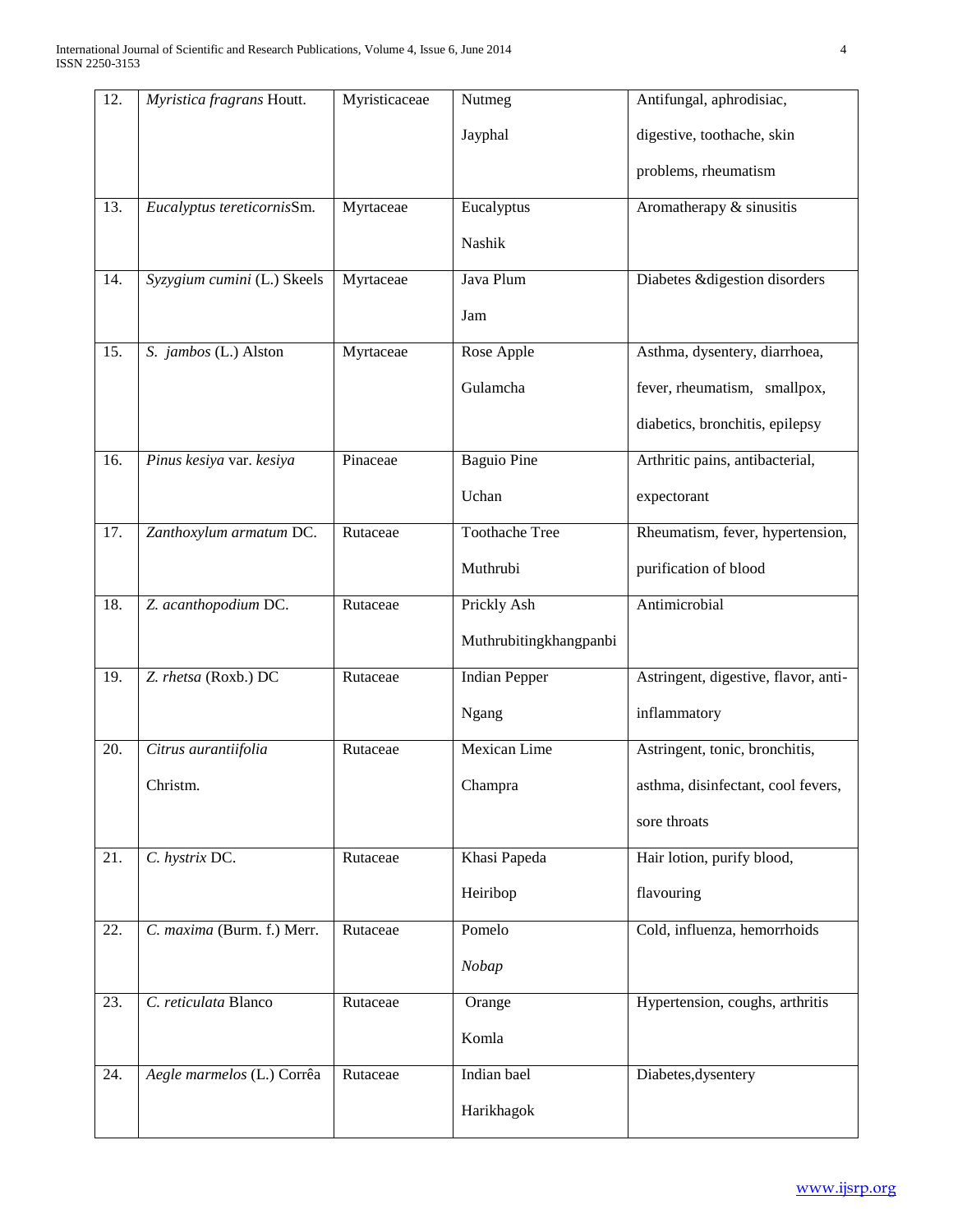| 12. | *Myristica fragrans* Houtt. | Myristicaceae | Nutmeg<br>Jayphal | Antifungal, aphrodisiac, digestive, toothache, skin problems, rheumatism |
|---|---|---|---|---|
| 13. | *Eucalyptus tereticornis*Sm. | Myrtaceae | Eucalyptus<br>Nashik | Aromatherapy & sinusitis |
| 14. | *Syzygium cumini* (L.) Skeels | Myrtaceae | Java Plum<br>Jam | Diabetes &digestion disorders |
| 15. | *S. jambos* (L.) Alston | Myrtaceae | Rose Apple<br>Gulamcha | Asthma, dysentery, diarrhoea, fever, rheumatism, smallpox, diabetics, bronchitis, epilepsy |
| 16. | *Pinus kesiya* var. *kesiya* | Pinaceae | Baguio Pine<br>Uchan | Arthritic pains, antibacterial, expectorant |
| 17. | *Zanthoxylum armatum* DC. | Rutaceae | Toothache Tree<br>Muthrubi | Rheumatism, fever, hypertension, purification of blood |
| 18. | *Z. acanthopodium* DC. | Rutaceae | Prickly Ash<br>Muthrubitingkhangpanbi | Antimicrobial |
| 19. | *Z. rhetsa* (Roxb.) DC | Rutaceae | Indian Pepper<br>Ngang | Astringent, digestive, flavor, anti-inflammatory |
| 20. | *Citrus aurantiifolia* Christm. | Rutaceae | Mexican Lime<br>Champra | Astringent, tonic, bronchitis, asthma, disinfectant, cool fevers, sore throats |
| 21. | *C. hystrix* DC. | Rutaceae | Khasi Papeda<br>Heiribop | Hair lotion, purify blood, flavouring |
| 22. | *C. maxima* (Burm. f.) Merr. | Rutaceae | Pomelo<br>*Nobap* | Cold, influenza, hemorrhoids |
| 23. | *C. reticulata* Blanco | Rutaceae | Orange<br>Komla | Hypertension, coughs, arthritis |
| 24. | *Aegle marmelos* (L.) Corrêa | Rutaceae | Indian bael<br>Harikhagok | Diabetes,dysentery |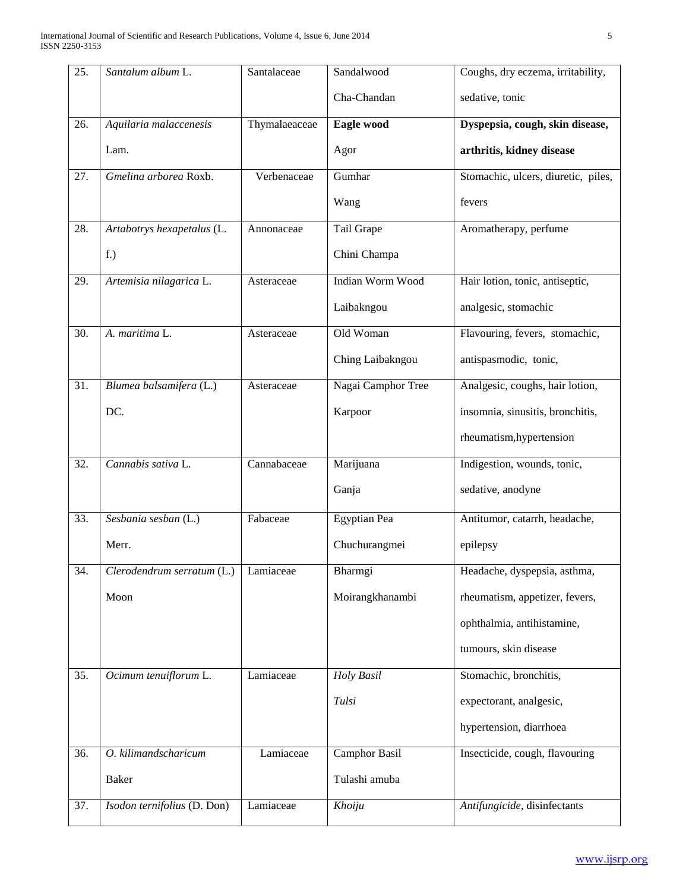| 25. | *Santalum album* L. | Santalaceae | Sandalwood<br>Cha-Chandan | Coughs, dry eczema, irritability, sedative, tonic |
|---|---|---|---|---|
| 26. | *Aquilaria malaccenesis* Lam. | Thymalaeaceae | **Eagle wood**<br>Agor | **Dyspepsia, cough, skin disease, arthritis, kidney disease** |
| 27. | *Gmelina arborea* Roxb. | Verbenaceae | Gumhar<br>Wang | Stomachic, ulcers, diuretic, piles, fevers |
| 28. | *Artabotrys hexapetalus* (L. f.) | Annonaceae | Tail Grape<br>Chini Champa | Aromatherapy, perfume |
| 29. | *Artemisia nilagarica* L. | Asteraceae | Indian Worm Wood<br>Laibakngou | Hair lotion, tonic, antiseptic, analgesic, stomachic |
| 30. | *A. maritima* L. | Asteraceae | Old Woman<br>Ching Laibakngou | Flavouring, fevers, stomachic, antispasmodic, tonic, |
| 31. | *Blumea balsamifera* (L.) DC. | Asteraceae | Nagai Camphor Tree<br>Karpoor | Analgesic, coughs, hair lotion, insomnia, sinusitis, bronchitis, rheumatism,hypertension |
| 32. | *Cannabis sativa* L. | Cannabaceae | Marijuana<br>Ganja | Indigestion, wounds, tonic, sedative, anodyne |
| 33. | *Sesbania sesban* (L.) Merr. | Fabaceae | Egyptian Pea<br>Chuchurangmei | Antitumor, catarrh, headache, epilepsy |
| 34. | *Clerodendrum serratum* (L.) Moon | Lamiaceae | Bharmgi<br>Moirangkhanambi | Headache, dyspepsia, asthma, rheumatism, appetizer, fevers, ophthalmia, antihistamine, tumours, skin disease |
| 35. | *Ocimum tenuiflorum* L. | Lamiaceae | *Holy Basil*<br>*Tulsi* | Stomachic, bronchitis, expectorant, analgesic, hypertension, diarrhoea |
| 36. | *O. kilimandscharicum* Baker | Lamiaceae | Camphor Basil<br>Tulashi amuba | Insecticide, cough, flavouring |
| 37. | *Isodon ternifolius* (D. Don) | Lamiaceae | *Khoiju* | *Antifungicide*, disinfectants |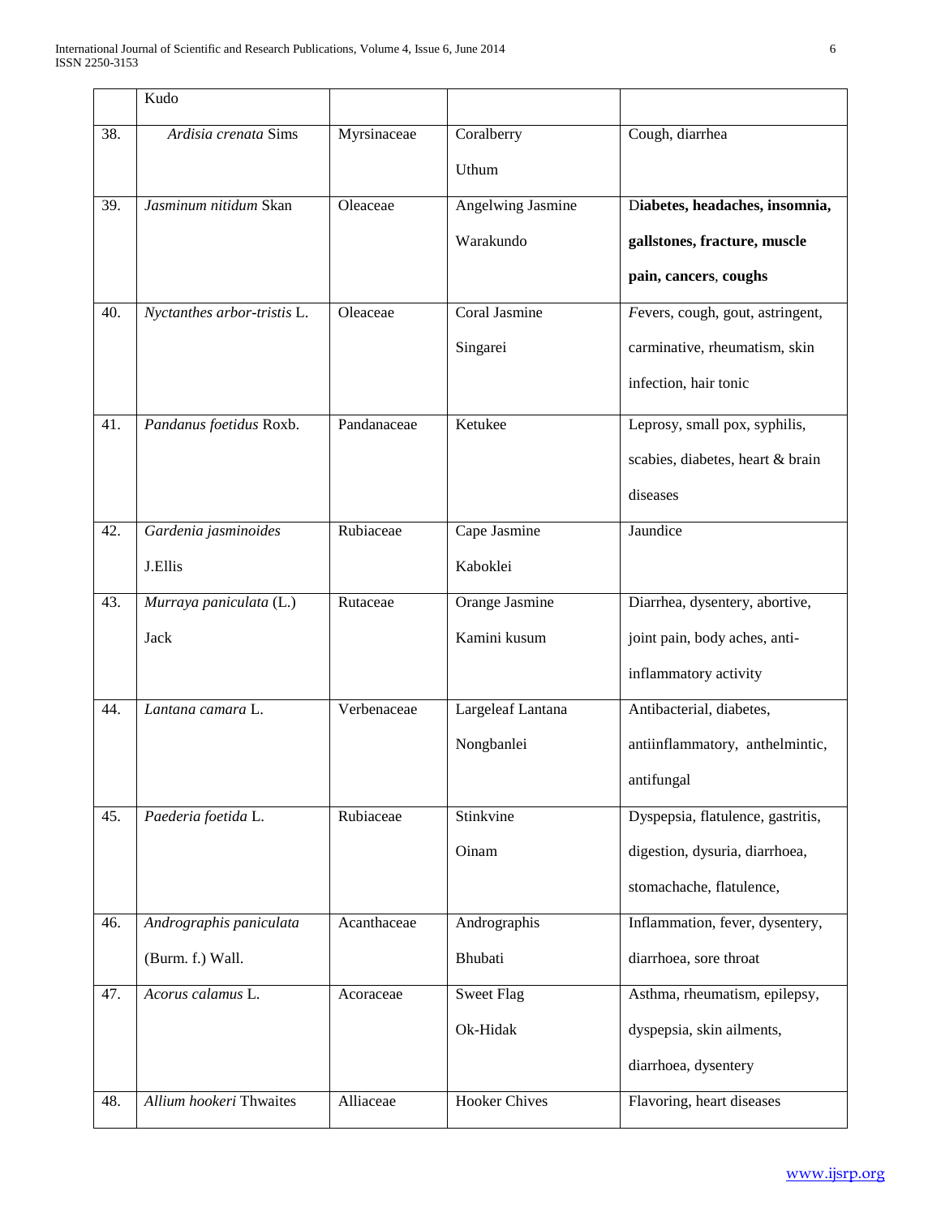| | | | | |
|---|---|---|---|---|
| | Kudo | | | |
| 38. | *Ardisia crenata* Sims | Myrsinaceae | Coralberry Uthum | Cough, diarrhea |
| 39. | *Jasminum nitidum* Skan | Oleaceae | Angelwing Jasmine Warakundo | **Diabetes, headaches, insomnia, gallstones, fracture, muscle pain, cancers**, **coughs** |
| 40. | *Nyctanthes arbor-tristis* L. | Oleaceae | Coral Jasmine Singarei | *F*evers, cough, gout, astringent, carminative, rheumatism, skin infection, hair tonic |
| 41. | *Pandanus foetidus* Roxb. | Pandanaceae | Ketukee | Leprosy, small pox, syphilis, scabies, diabetes, heart & brain diseases |
| 42. | *Gardenia jasminoides* J.Ellis | Rubiaceae | Cape Jasmine Kaboklei | Jaundice |
| 43. | *Murraya paniculata* (L.) Jack | Rutaceae | Orange Jasmine Kamini kusum | Diarrhea, dysentery, abortive, joint pain, body aches, anti-inflammatory activity |
| 44. | *Lantana camara* L. | Verbenaceae | Largeleaf Lantana Nongbanlei | Antibacterial, diabetes, antiinflammatory, anthelmintic, antifungal |
| 45. | *Paederia foetida* L. | Rubiaceae | Stinkvine Oinam | Dyspepsia, flatulence, gastritis, digestion, dysuria, diarrhoea, stomachache, flatulence, |
| 46. | *Andrographis paniculata* (Burm. f.) Wall. | Acanthaceae | Andrographis Bhubati | Inflammation, fever, dysentery, diarrhoea, sore throat |
| 47. | *Acorus calamus* L. | Acoraceae | Sweet Flag Ok-Hidak | Asthma, rheumatism, epilepsy, dyspepsia, skin ailments, diarrhoea, dysentery |
| 48. | *Allium hookeri* Thwaites | Alliaceae | Hooker Chives | Flavoring, heart diseases |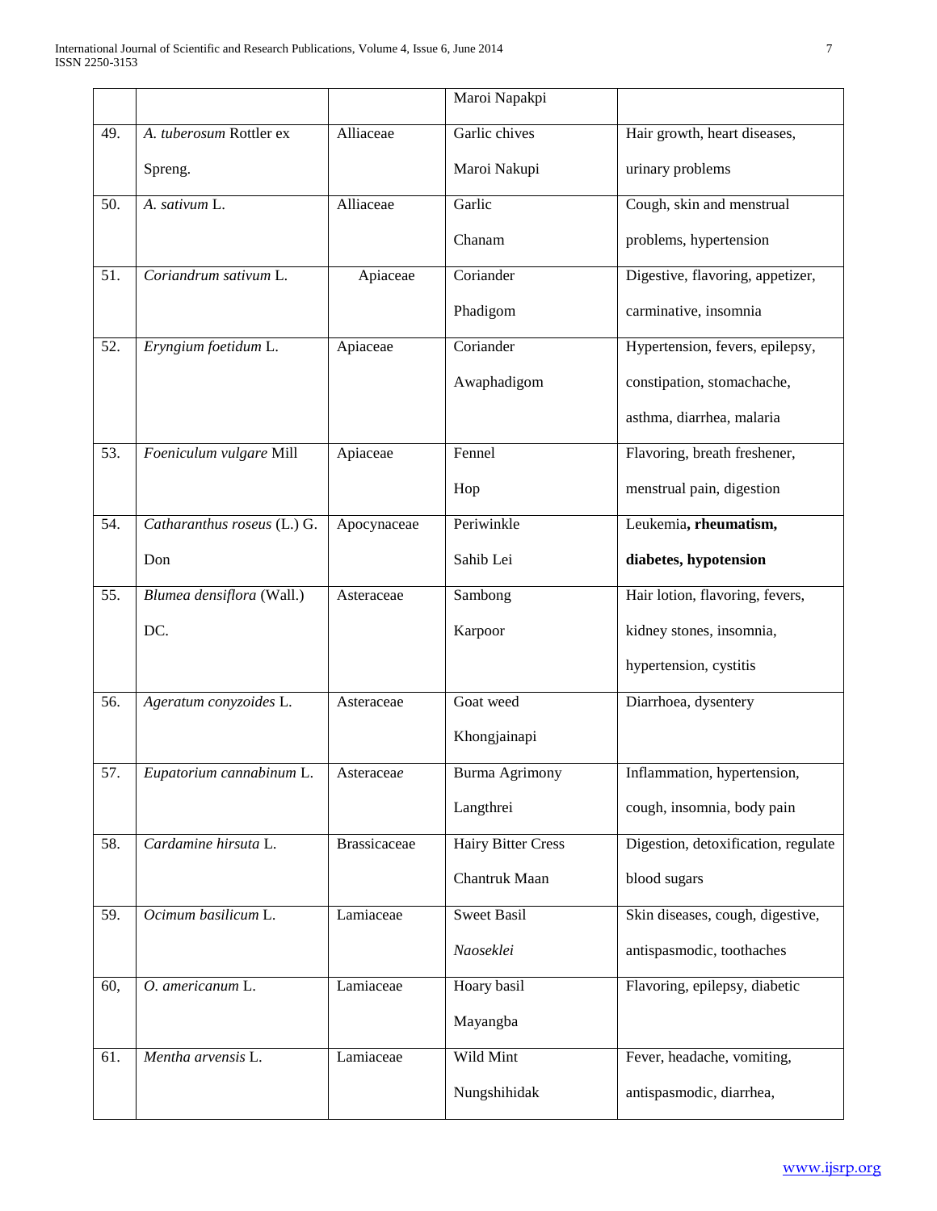|  |  |  | Maroi Napakpi |  |
|---|---|---|---|---|
| 49. | *A. tuberosum* Rottler ex Spreng. | Alliaceae | Garlic chives Maroi Nakupi | Hair growth, heart diseases, urinary problems |
| 50. | *A. sativum* L. | Alliaceae | Garlic Chanam | Cough, skin and menstrual problems, hypertension |
| 51. | *Coriandrum sativum* L. | Apiaceae | Coriander Phadigom | Digestive, flavoring, appetizer, carminative, insomnia |
| 52. | *Eryngium foetidum* L. | Apiaceae | Coriander Awaphadigom | Hypertension, fevers, epilepsy, constipation, stomachache, asthma, diarrhea, malaria |
| 53. | *Foeniculum vulgare* Mill | Apiaceae | Fennel Hop | Flavoring, breath freshener, menstrual pain, digestion |
| 54. | *Catharanthus roseus* (L.) G. Don | Apocynaceae | Periwinkle Sahib Lei | Leukemia**, rheumatism, diabetes, hypotension** |
| 55. | *Blumea densiflora* (Wall.) DC. | Asteraceae | Sambong Karpoor | Hair lotion, flavoring, fevers, kidney stones, insomnia, hypertension, cystitis |
| 56. | *Ageratum conyzoides* L. | Asteraceae | Goat weed Khongjainapi | Diarrhoea, dysentery |
| 57. | *Eupatorium cannabinum* L. | Asteracea*e* | Burma Agrimony Langthrei | Inflammation, hypertension, cough, insomnia, body pain |
| 58. | *Cardamine hirsuta* L. | Brassicaceae | Hairy Bitter Cress Chantruk Maan | Digestion, detoxification, regulate blood sugars |
| 59. | *Ocimum basilicum* L. | Lamiaceae | Sweet Basil *Naoseklei* | Skin diseases, cough, digestive, antispasmodic, toothaches |
| 60, | *O. americanum* L. | Lamiaceae | Hoary basil Mayangba | Flavoring, epilepsy, diabetic |
| 61. | *Mentha arvensis* L. | Lamiaceae | Wild Mint Nungshihidak | Fever, headache, vomiting, antispasmodic, diarrhea, |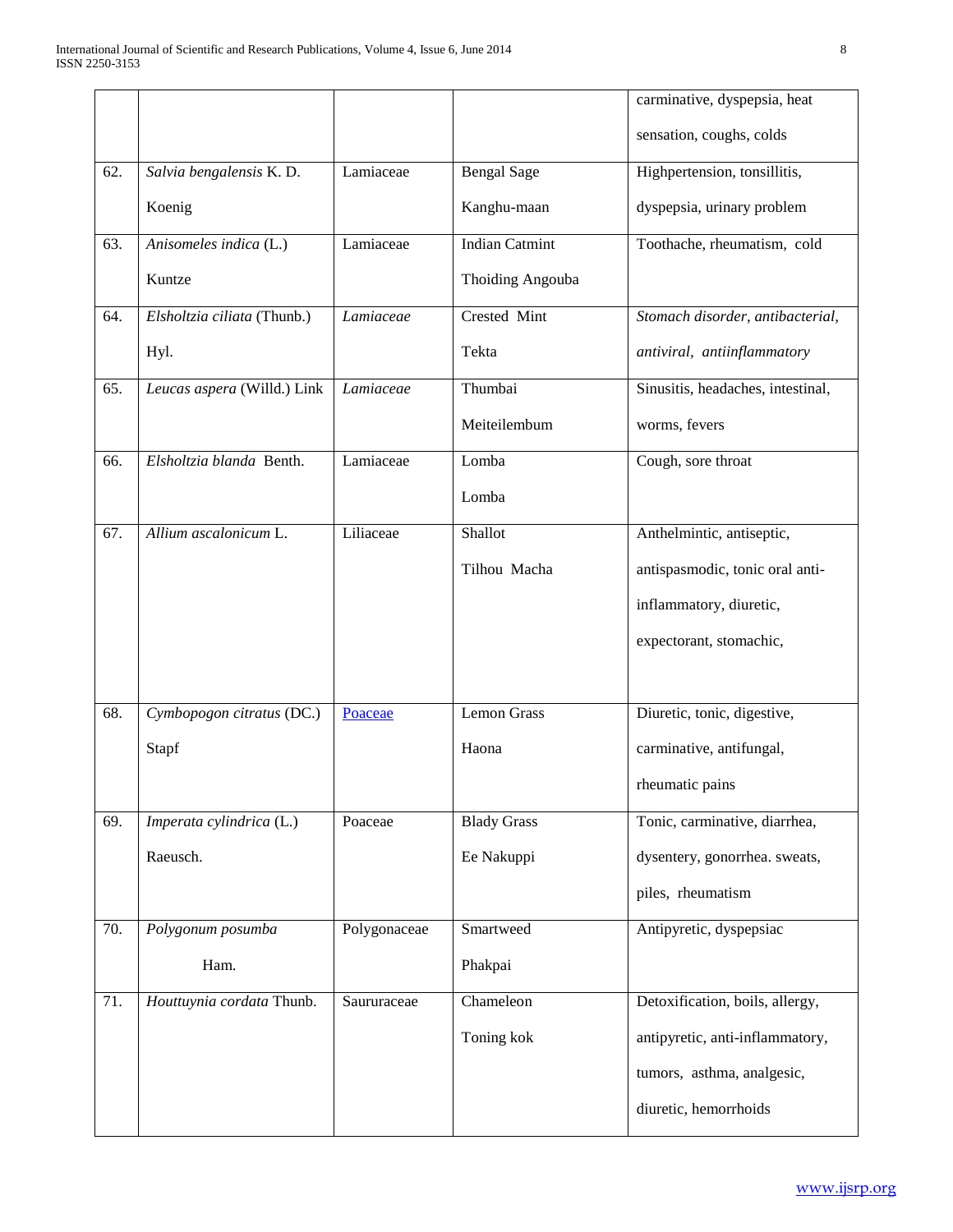| | | | | |
|---|---|---|---|---|
| | | | | carminative, dyspepsia, heat sensation, coughs, colds |
| 62. | *Salvia bengalensis* K. D. Koenig | Lamiaceae | Bengal Sage Kanghu-maan | Highpertension, tonsillitis, dyspepsia, urinary problem |
| 63. | *Anisomeles indica* (L.) Kuntze | Lamiaceae | Indian Catmint Thoiding Angouba | Toothache, rheumatism, cold |
| 64. | *Elsholtzia ciliata* (Thunb.) Hyl. | *Lamiaceae* | Crested Mint Tekta | *Stomach disorder, antibacterial, antiviral, antiinflammatory* |
| 65. | *Leucas aspera* (Willd.) Link | *Lamiaceae* | Thumbai Meiteilembum | Sinusitis, headaches, intestinal, worms, fevers |
| 66. | *Elsholtzia blanda* Benth. | Lamiaceae | Lomba Lomba | Cough, sore throat |
| 67. | *Allium ascalonicum* L. | Liliaceae | Shallot Tilhou Macha | Anthelmintic, antiseptic, antispasmodic, tonic oral anti-inflammatory, diuretic, expectorant, stomachic, |
| 68. | *Cymbopogon citratus* (DC.) Stapf | Poaceae | Lemon Grass Haona | Diuretic, tonic, digestive, carminative, antifungal, rheumatic pains |
| 69. | *Imperata cylindrica* (L.) Raeusch. | Poaceae | Blady Grass Ee Nakuppi | Tonic, carminative, diarrhea, dysentery, gonorrhea. sweats, piles, rheumatism |
| 70. | *Polygonum posumba* Ham. | Polygonaceae | Smartweed Phakpai | Antipyretic, dyspepsiac |
| 71. | *Houttuynia cordata* Thunb. | Saururaceae | Chameleon Toning kok | Detoxification, boils, allergy, antipyretic, anti-inflammatory, tumors, asthma, analgesic, diuretic, hemorrhoids |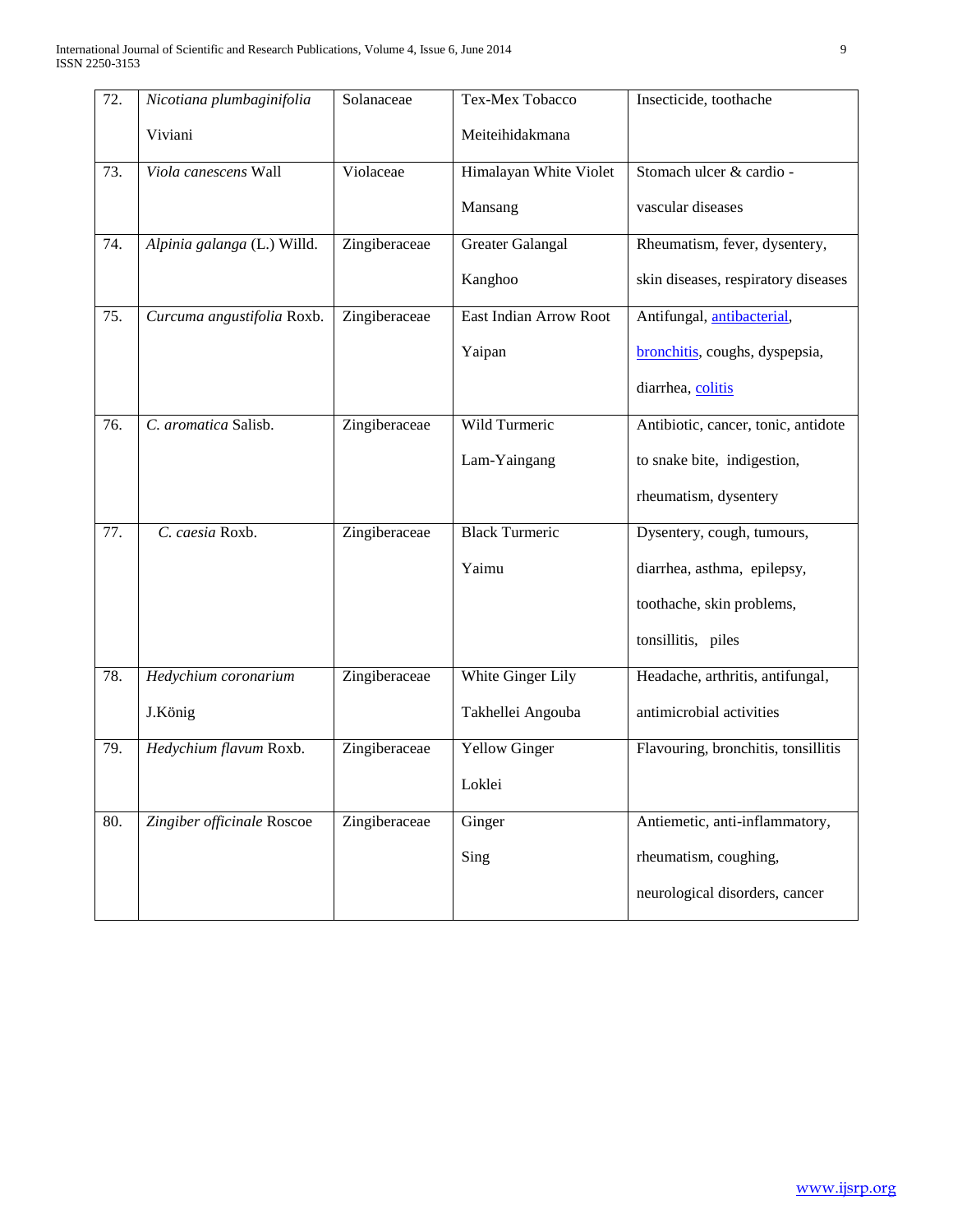| 72. | *Nicotiana plumbaginifolia* Viviani | Solanaceae | Tex-Mex Tobacco Meiteihidakmana | Insecticide, toothache |
|---|---|---|---|---|
| 73. | *Viola canescens* Wall | Violaceae | Himalayan White Violet Mansang | Stomach ulcer & cardio - vascular diseases |
| 74. | *Alpinia galanga* (L.) Willd. | Zingiberaceae | Greater Galangal Kanghoo | Rheumatism, fever, dysentery, skin diseases, respiratory diseases |
| 75. | *Curcuma angustifolia* Roxb. | Zingiberaceae | East Indian Arrow Root Yaipan | Antifungal, antibacterial, bronchitis, coughs, dyspepsia, diarrhea, colitis |
| 76. | *C. aromatica* Salisb. | Zingiberaceae | Wild Turmeric Lam-Yaingang | Antibiotic, cancer, tonic, antidote to snake bite, indigestion, rheumatism, dysentery |
| 77. | *C. caesia* Roxb. | Zingiberaceae | Black Turmeric Yaimu | Dysentery, cough, tumours, diarrhea, asthma, epilepsy, toothache, skin problems, tonsillitis, piles |
| 78. | *Hedychium coronarium* J.König | Zingiberaceae | White Ginger Lily Takhellei Angouba | Headache, arthritis, antifungal, antimicrobial activities |
| 79. | *Hedychium flavum* Roxb. | Zingiberaceae | Yellow Ginger Loklei | Flavouring, bronchitis, tonsillitis |
| 80. | *Zingiber officinale* Roscoe | Zingiberaceae | Ginger Sing | Antiemetic, anti-inflammatory, rheumatism, coughing, neurological disorders, cancer |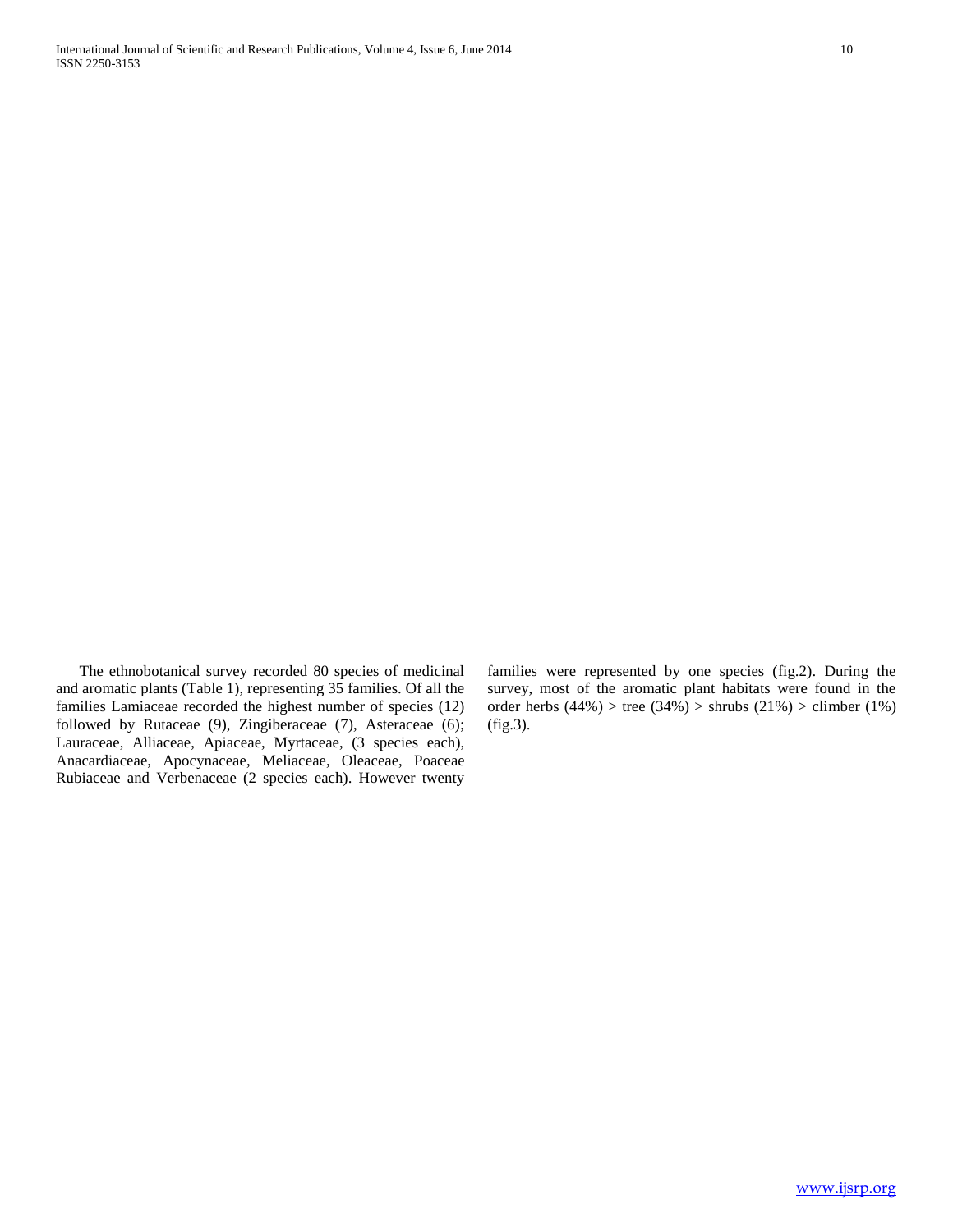The ethnobotanical survey recorded 80 species of medicinal and aromatic plants (Table 1), representing 35 families. Of all the families Lamiaceae recorded the highest number of species (12) followed by Rutaceae (9), Zingiberaceae (7), Asteraceae (6); Lauraceae, Alliaceae, Apiaceae, Myrtaceae, (3 species each), Anacardiaceae, Apocynaceae, Meliaceae, Oleaceae, Poaceae Rubiaceae and Verbenaceae (2 species each). However twenty families were represented by one species (fig.2). During the survey, most of the aromatic plant habitats were found in the order herbs (44%) > tree (34%) > shrubs (21%) > climber (1%) (fig.3).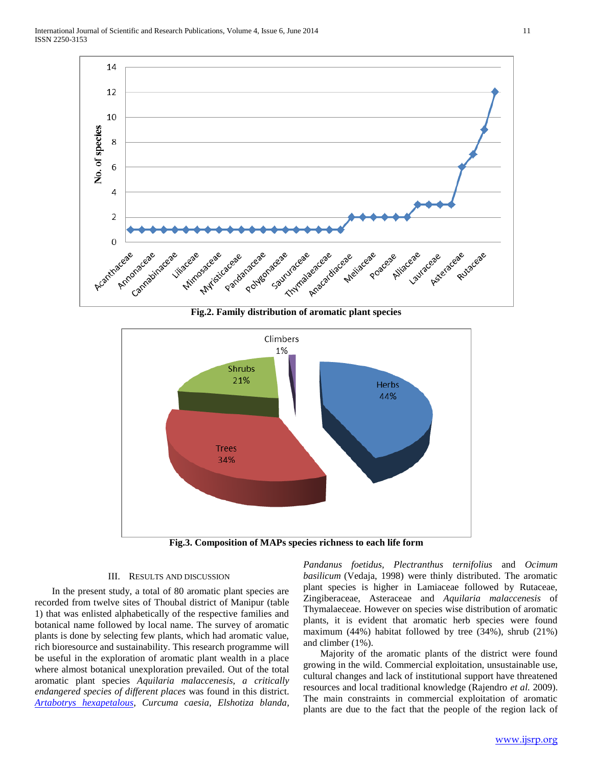Fig.2. Family distribution of aromatic plant species

Fig.3. Composition of MAPs species richness to each life form

## III. Results and Discussion

In the present study, a total of 80 aromatic plant species are recorded from twelve sites of Thoubal district of Manipur (table 1) that was enlisted alphabetically of the respective families and botanical name followed by local name. The survey of aromatic plants is done by selecting few plants, which had aromatic value, rich bioresource and sustainability. This research programme will be useful in the exploration of aromatic plant wealth in a place where almost botanical unexploration prevailed. Out of the total aromatic plant species *Aquilaria malaccenesis, a critically endangered species of different places* was found in this district. *Artabotrys hexapetalous*, *Curcuma caesia*, *Elshotiza blanda*, *Pandanus foetidus, Plectranthus ternifolius* and *Ocimum basilicum* (Vedaja, 1998) were thinly distributed. The aromatic plant species is higher in Lamiaceae followed by Rutaceae, Zingiberaceae, Asteraceae and *Aquilaria malaccenesis* of Thymalaeceae. However on species wise distribution of aromatic plants, it is evident that aromatic herb species were found maximum (44%) habitat followed by tree (34%), shrub (21%) and climber (1%).

Majority of the aromatic plants of the district were found growing in the wild. Commercial exploitation, unsustainable use, cultural changes and lack of institutional support have threatened resources and local traditional knowledge (Rajendro *et al.* 2009). The main constraints in commercial exploitation of aromatic plants are due to the fact that the people of the region lack of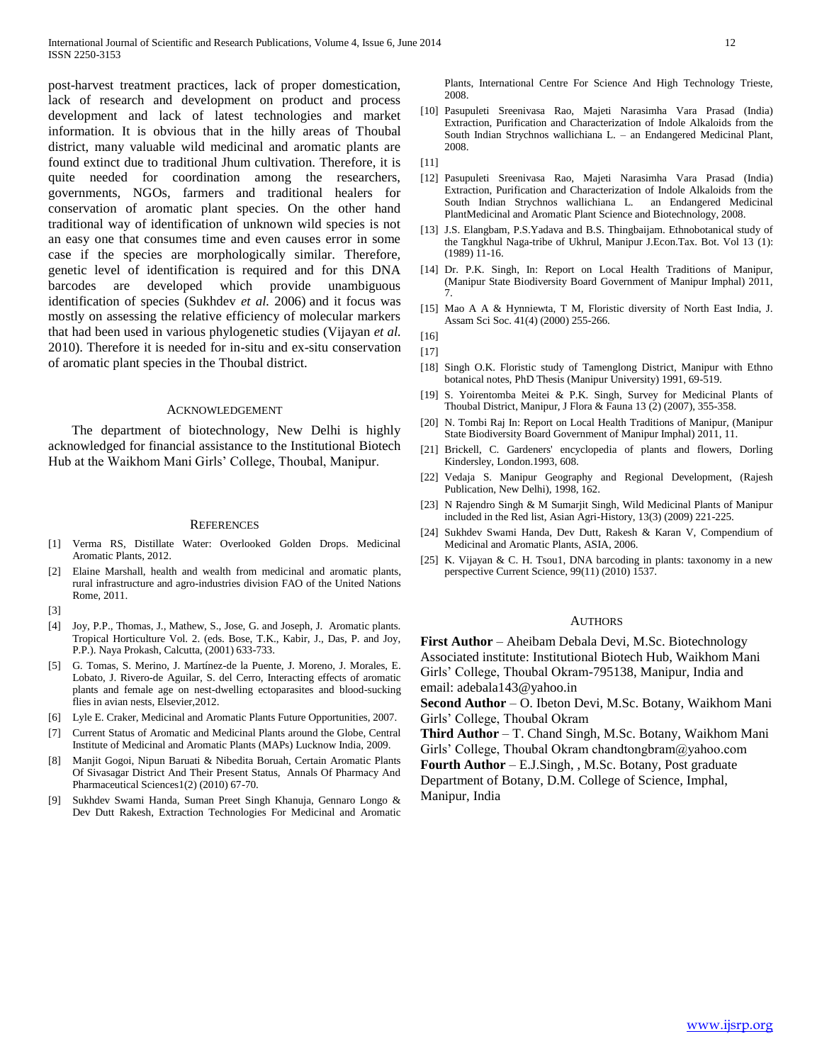post-harvest treatment practices, lack of proper domestication, lack of research and development on product and process development and lack of latest technologies and market information. It is obvious that in the hilly areas of Thoubal district, many valuable wild medicinal and aromatic plants are found extinct due to traditional Jhum cultivation. Therefore, it is quite needed for coordination among the researchers, governments, NGOs, farmers and traditional healers for conservation of aromatic plant species. On the other hand traditional way of identification of unknown wild species is not an easy one that consumes time and even causes error in some case if the species are morphologically similar. Therefore, genetic level of identification is required and for this DNA barcodes are developed which provide unambiguous identification of species (Sukhdev *et al.* 2006) and it focus was mostly on assessing the relative efficiency of molecular markers that had been used in various phylogenetic studies (Vijayan *et al.* 2010). Therefore it is needed for in-situ and ex-situ conservation of aromatic plant species in the Thoubal district.

## Acknowledgement

The department of biotechnology, New Delhi is highly acknowledged for financial assistance to the Institutional Biotech Hub at the Waikhom Mani Girls' College, Thoubal, Manipur.

## References

[1] Verma RS, Distillate Water: Overlooked Golden Drops. Medicinal Aromatic Plants, 2012.

[2] Elaine Marshall, health and wealth from medicinal and aromatic plants, rural infrastructure and agro-industries division FAO of the United Nations Rome, 2011.

[3]

[4] Joy, P.P., Thomas, J., Mathew, S., Jose, G. and Joseph, J. Aromatic plants. Tropical Horticulture Vol. 2. (eds. Bose, T.K., Kabir, J., Das, P. and Joy, P.P.). Naya Prokash, Calcutta, (2001) 633-733.

[5] G. Tomas, S. Merino, J. Martínez-de la Puente, J. Moreno, J. Morales, E. Lobato, J. Rivero-de Aguilar, S. del Cerro, Interacting effects of aromatic plants and female age on nest-dwelling ectoparasites and blood-sucking flies in avian nests, Elsevier,2012.

[6] Lyle E. Craker, Medicinal and Aromatic Plants Future Opportunities, 2007.

[7] Current Status of Aromatic and Medicinal Plants around the Globe, Central Institute of Medicinal and Aromatic Plants (MAPs) Lucknow India, 2009.

[8] Manjit Gogoi, Nipun Baruati & Nibedita Boruah, Certain Aromatic Plants Of Sivasagar District And Their Present Status, Annals Of Pharmacy And Pharmaceutical Sciences1(2) (2010) 67-70.

[9] Sukhdev Swami Handa, Suman Preet Singh Khanuja, Gennaro Longo & Dev Dutt Rakesh, Extraction Technologies For Medicinal and Aromatic Plants, International Centre For Science And High Technology Trieste, 2008.

[10] Pasupuleti Sreenivasa Rao, Majeti Narasimha Vara Prasad (India) Extraction, Purification and Characterization of Indole Alkaloids from the South Indian Strychnos wallichiana L. – an Endangered Medicinal Plant, 2008.

[11]

[12] Pasupuleti Sreenivasa Rao, Majeti Narasimha Vara Prasad (India) Extraction, Purification and Characterization of Indole Alkaloids from the South Indian Strychnos wallichiana L. an Endangered Medicinal PlantMedicinal and Aromatic Plant Science and Biotechnology, 2008.

[13] J.S. Elangbam, P.S.Yadava and B.S. Thingbaijam. Ethnobotanical study of the Tangkhul Naga-tribe of Ukhrul, Manipur J.Econ.Tax. Bot. Vol 13 (1): (1989) 11-16.

[14] Dr. P.K. Singh, In: Report on Local Health Traditions of Manipur, (Manipur State Biodiversity Board Government of Manipur Imphal) 2011, 7.

[15] Mao A A & Hynniewta, T M, Floristic diversity of North East India, J. Assam Sci Soc. 41(4) (2000) 255-266.

[16]

[17]

[18] Singh O.K. Floristic study of Tamenglong District, Manipur with Ethno botanical notes, PhD Thesis (Manipur University) 1991, 69-519.

[19] S. Yoirentomba Meitei & P.K. Singh, Survey for Medicinal Plants of Thoubal District, Manipur, J Flora & Fauna 13 (2) (2007), 355-358.

[20] N. Tombi Raj In: Report on Local Health Traditions of Manipur, (Manipur State Biodiversity Board Government of Manipur Imphal) 2011, 11.

[21] Brickell, C. Gardeners' encyclopedia of plants and flowers, Dorling Kindersley, London.1993, 608.

[22] Vedaja S. Manipur Geography and Regional Development, (Rajesh Publication, New Delhi), 1998, 162.

[23] N Rajendro Singh & M Sumarjit Singh, Wild Medicinal Plants of Manipur included in the Red list, Asian Agri-History, 13(3) (2009) 221-225.

[24] Sukhdev Swami Handa, Dev Dutt, Rakesh & Karan V, Compendium of Medicinal and Aromatic Plants, ASIA, 2006.

[25] K. Vijayan & C. H. Tsou1, DNA barcoding in plants: taxonomy in a new perspective Current Science, 99(11) (2010) 1537.

## Authors

**First Author** – Aheibam Debala Devi, M.Sc. Biotechnology Associated institute: Institutional Biotech Hub, Waikhom Mani Girls' College, Thoubal Okram-795138, Manipur, India and email: adebala143@yahoo.in

**Second Author** – O. Ibeton Devi, M.Sc. Botany, Waikhom Mani Girls' College, Thoubal Okram

**Third Author** – T. Chand Singh, M.Sc. Botany, Waikhom Mani Girls' College, Thoubal Okram chandtongbram@yahoo.com

**Fourth Author** – E.J.Singh, , M.Sc. Botany, Post graduate Department of Botany, D.M. College of Science, Imphal, Manipur, India